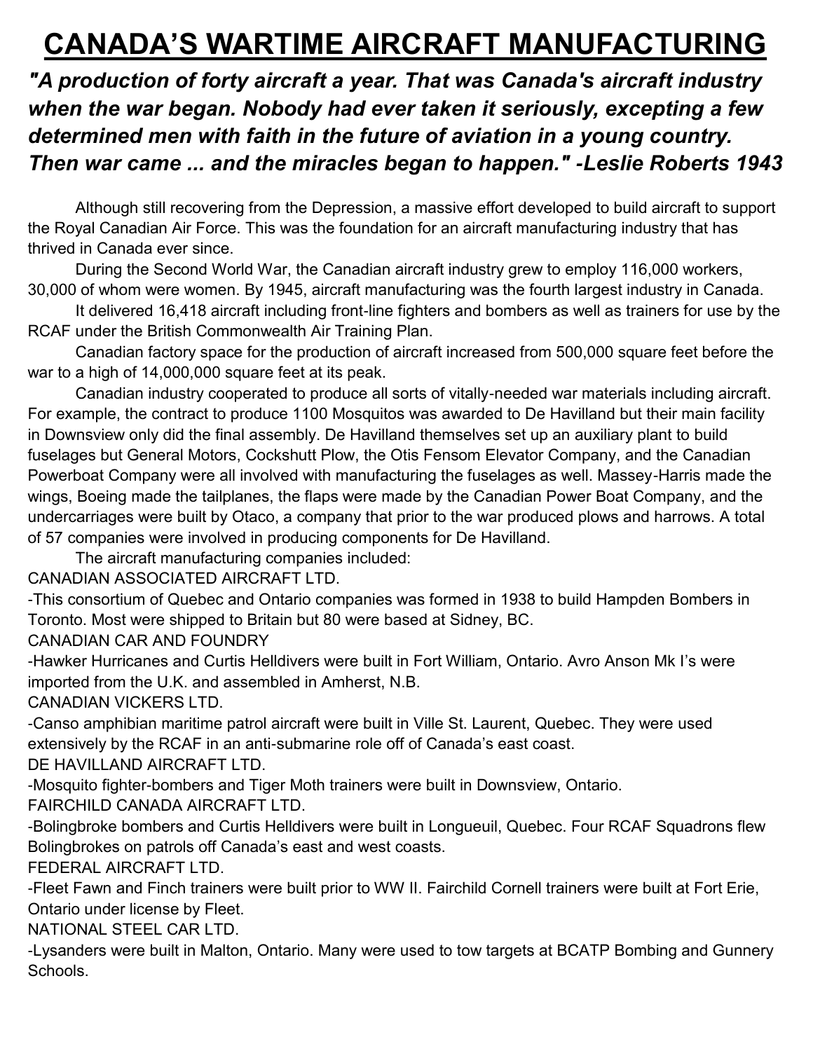# CANADA'S WARTIME AIRCRAFT MANUFACTURING

***"A production of forty aircraft a year. That was Canada's aircraft industry when the war began. Nobody had ever taken it seriously, excepting a few determined men with faith in the future of aviation in a young country. Then war came ... and the miracles began to happen." -Leslie Roberts 1943***

Although still recovering from the Depression, a massive effort developed to build aircraft to support the Royal Canadian Air Force. This was the foundation for an aircraft manufacturing industry that has thrived in Canada ever since.

During the Second World War, the Canadian aircraft industry grew to employ 116,000 workers, 30,000 of whom were women. By 1945, aircraft manufacturing was the fourth largest industry in Canada.

It delivered 16,418 aircraft including front-line fighters and bombers as well as trainers for use by the RCAF under the British Commonwealth Air Training Plan.

Canadian factory space for the production of aircraft increased from 500,000 square feet before the war to a high of 14,000,000 square feet at its peak.

Canadian industry cooperated to produce all sorts of vitally-needed war materials including aircraft. For example, the contract to produce 1100 Mosquitos was awarded to De Havilland but their main facility in Downsview only did the final assembly. De Havilland themselves set up an auxiliary plant to build fuselages but General Motors, Cockshutt Plow, the Otis Fensom Elevator Company, and the Canadian Powerboat Company were all involved with manufacturing the fuselages as well. Massey-Harris made the wings, Boeing made the tailplanes, the flaps were made by the Canadian Power Boat Company, and the undercarriages were built by Otaco, a company that prior to the war produced plows and harrows. A total of 57 companies were involved in producing components for De Havilland.

The aircraft manufacturing companies included:

CANADIAN ASSOCIATED AIRCRAFT LTD.

-This consortium of Quebec and Ontario companies was formed in 1938 to build Hampden Bombers in Toronto. Most were shipped to Britain but 80 were based at Sidney, BC.

CANADIAN CAR AND FOUNDRY

-Hawker Hurricanes and Curtis Helldivers were built in Fort William, Ontario. Avro Anson Mk I's were imported from the U.K. and assembled in Amherst, N.B.

CANADIAN VICKERS LTD.

-Canso amphibian maritime patrol aircraft were built in Ville St. Laurent, Quebec. They were used extensively by the RCAF in an anti-submarine role off of Canada's east coast.

DE HAVILLAND AIRCRAFT LTD.

-Mosquito fighter-bombers and Tiger Moth trainers were built in Downsview, Ontario.

FAIRCHILD CANADA AIRCRAFT LTD.

-Bolingbroke bombers and Curtis Helldivers were built in Longueuil, Quebec. Four RCAF Squadrons flew Bolingbrokes on patrols off Canada's east and west coasts.

FEDERAL AIRCRAFT LTD.

-Fleet Fawn and Finch trainers were built prior to WW II. Fairchild Cornell trainers were built at Fort Erie, Ontario under license by Fleet.

NATIONAL STEEL CAR LTD.

-Lysanders were built in Malton, Ontario. Many were used to tow targets at BCATP Bombing and Gunnery Schools.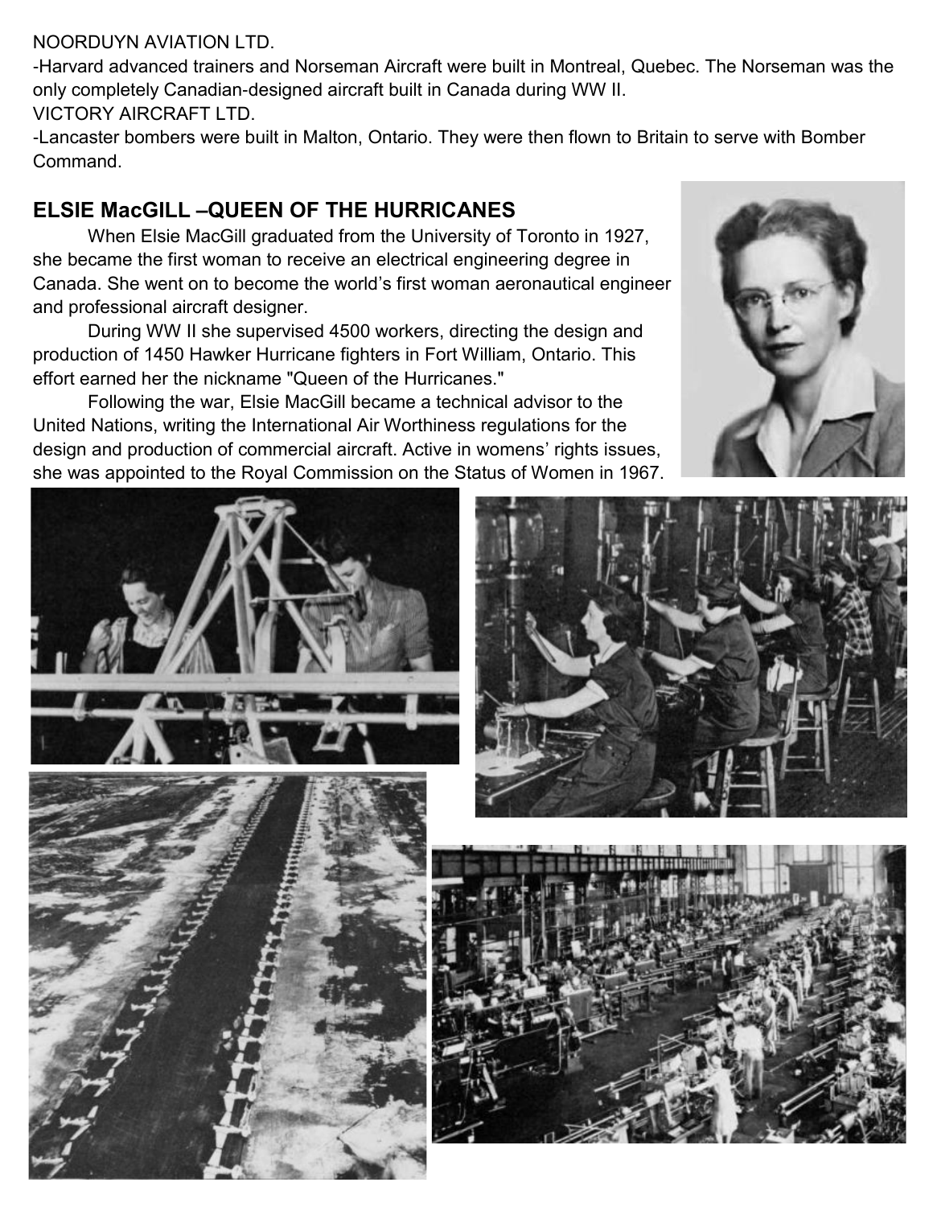NOORDUYN AVIATION LTD.

-Harvard advanced trainers and Norseman Aircraft were built in Montreal, Quebec. The Norseman was the only completely Canadian-designed aircraft built in Canada during WW II.

VICTORY AIRCRAFT LTD.

-Lancaster bombers were built in Malton, Ontario. They were then flown to Britain to serve with Bomber Command.

## ELSIE MacGILL –QUEEN OF THE HURRICANES

When Elsie MacGill graduated from the University of Toronto in 1927, she became the first woman to receive an electrical engineering degree in Canada. She went on to become the world's first woman aeronautical engineer and professional aircraft designer.

During WW II she supervised 4500 workers, directing the design and production of 1450 Hawker Hurricane fighters in Fort William, Ontario. This effort earned her the nickname "Queen of the Hurricanes."

Following the war, Elsie MacGill became a technical advisor to the United Nations, writing the International Air Worthiness regulations for the design and production of commercial aircraft. Active in womens' rights issues, she was appointed to the Royal Commission on the Status of Women in 1967.